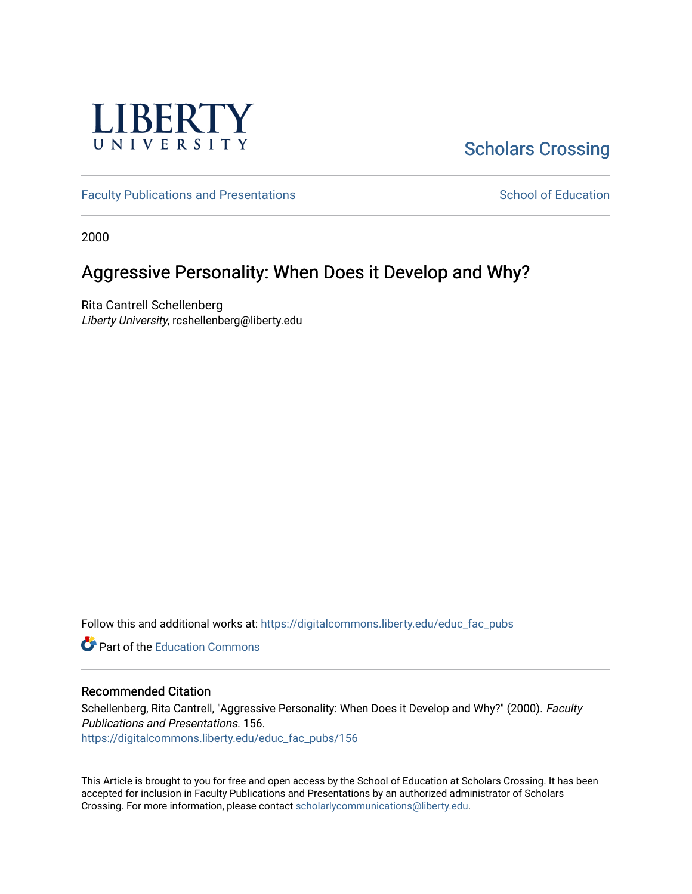LIBERTY UNIVERSITY

Scholars Crossing

Faculty Publications and Presentations

School of Education

2000

# Aggressive Personality: When Does it Develop and Why?

Rita Cantrell Schellenberg
*Liberty University*, rcshellenberg@liberty.edu

Follow this and additional works at: https://digitalcommons.liberty.edu/educ_fac_pubs

Part of the Education Commons

## Recommended Citation

Schellenberg, Rita Cantrell, "Aggressive Personality: When Does it Develop and Why?" (2000). *Faculty Publications and Presentations*. 156.
https://digitalcommons.liberty.edu/educ_fac_pubs/156

This Article is brought to you for free and open access by the School of Education at Scholars Crossing. It has been accepted for inclusion in Faculty Publications and Presentations by an authorized administrator of Scholars Crossing. For more information, please contact scholarlycommunications@liberty.edu.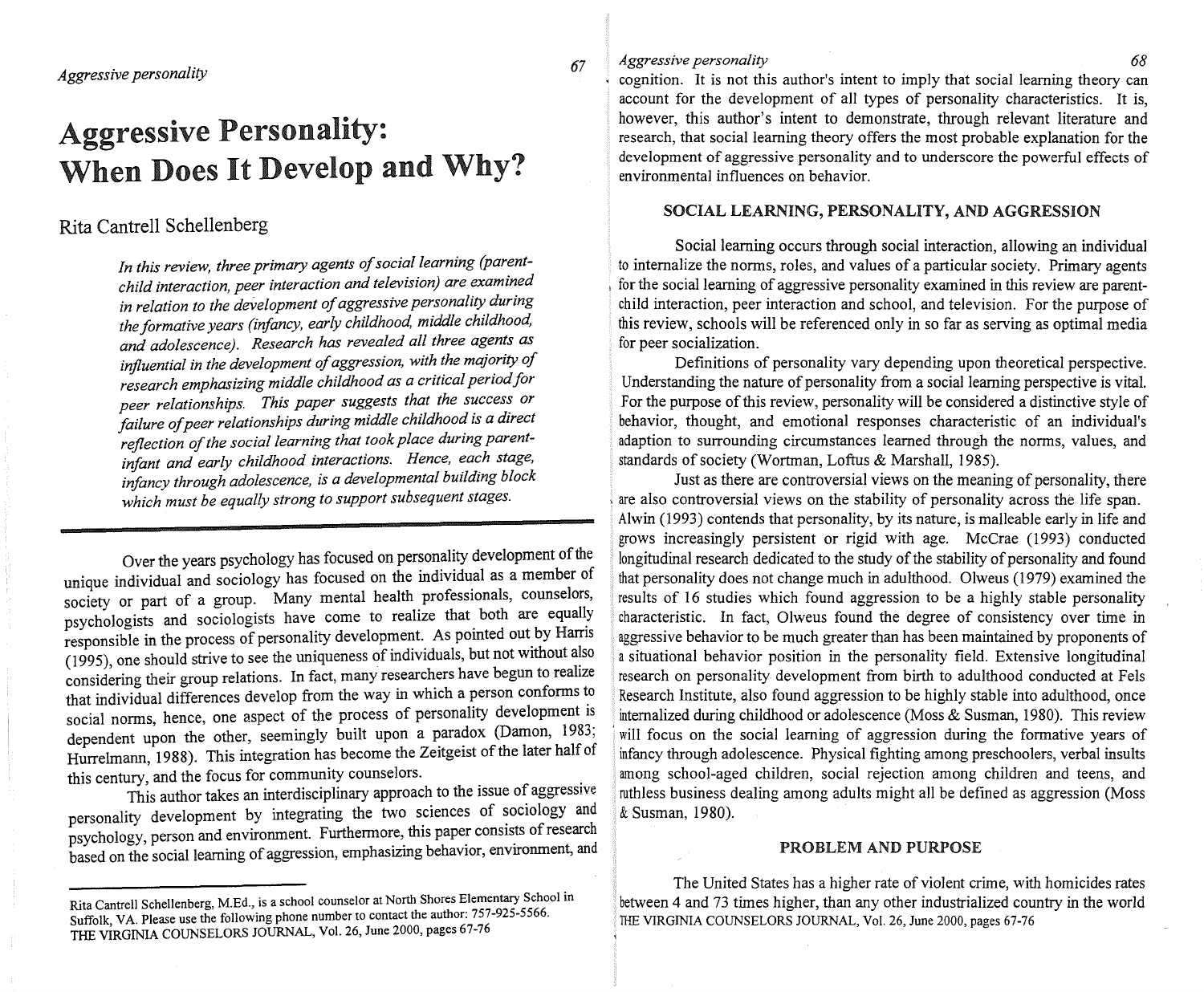# Aggressive Personality: When Does It Develop and Why?

Rita Cantrell Schellenberg

*In this review, three primary agents of social learning (parent-child interaction, peer interaction and television) are examined in relation to the development of aggressive personality during the formative years (infancy, early childhood, middle childhood, and adolescence). Research has revealed all three agents as influential in the development of aggression, with the majority of research emphasizing middle childhood as a critical period for peer relationships. This paper suggests that the success or failure of peer relationships during middle childhood is a direct reflection of the social learning that took place during parent-infant and early childhood interactions. Hence, each stage, infancy through adolescence, is a developmental building block which must be equally strong to support subsequent stages.*

---

Over the years psychology has focused on personality development of the unique individual and sociology has focused on the individual as a member of society or part of a group. Many mental health professionals, counselors, psychologists and sociologists have come to realize that both are equally responsible in the process of personality development. As pointed out by Harris (1995), one should strive to see the uniqueness of individuals, but not without also considering their group relations. In fact, many researchers have begun to realize that individual differences develop from the way in which a person conforms to social norms, hence, one aspect of the process of personality development is dependent upon the other, seemingly built upon a paradox (Damon, 1983; Hurrelmann, 1988). This integration has become the Zeitgeist of the later half of this century, and the focus for community counselors.

This author takes an interdisciplinary approach to the issue of aggressive personality development by integrating the two sciences of sociology and psychology, person and environment. Furthermore, this paper consists of research based on the social learning of aggression, emphasizing behavior, environment, and cognition. It is not this author's intent to imply that social learning theory can account for the development of all types of personality characteristics. It is, however, this author's intent to demonstrate, through relevant literature and research, that social learning theory offers the most probable explanation for the development of aggressive personality and to underscore the powerful effects of environmental influences on behavior.

---

Rita Cantrell Schellenberg, M.Ed., is a school counselor at North Shores Elementary School in Suffolk, VA. Please use the following phone number to contact the author: 757-925-5566.

## SOCIAL LEARNING, PERSONALITY, AND AGGRESSION

Social learning occurs through social interaction, allowing an individual to internalize the norms, roles, and values of a particular society. Primary agents for the social learning of aggressive personality examined in this review are parent-child interaction, peer interaction and school, and television. For the purpose of this review, schools will be referenced only in so far as serving as optimal media for peer socialization.

Definitions of personality vary depending upon theoretical perspective. Understanding the nature of personality from a social learning perspective is vital. For the purpose of this review, personality will be considered a distinctive style of behavior, thought, and emotional responses characteristic of an individual's adaption to surrounding circumstances learned through the norms, values, and standards of society (Wortman, Loftus & Marshall, 1985).

Just as there are controversial views on the meaning of personality, there are also controversial views on the stability of personality across the life span. Alwin (1993) contends that personality, by its nature, is malleable early in life and grows increasingly persistent or rigid with age. McCrae (1993) conducted longitudinal research dedicated to the study of the stability of personality and found that personality does not change much in adulthood. Olweus (1979) examined the results of 16 studies which found aggression to be a highly stable personality characteristic. In fact, Olweus found the degree of consistency over time in aggressive behavior to be much greater than has been maintained by proponents of a situational behavior position in the personality field. Extensive longitudinal research on personality development from birth to adulthood conducted at Fels Research Institute, also found aggression to be highly stable into adulthood, once internalized during childhood or adolescence (Moss & Susman, 1980). This review will focus on the social learning of aggression during the formative years of infancy through adolescence. Physical fighting among preschoolers, verbal insults among school-aged children, social rejection among children and teens, and ruthless business dealing among adults might all be defined as aggression (Moss & Susman, 1980).

## PROBLEM AND PURPOSE

The United States has a higher rate of violent crime, with homicides rates between 4 and 73 times higher, than any other industrialized country in the world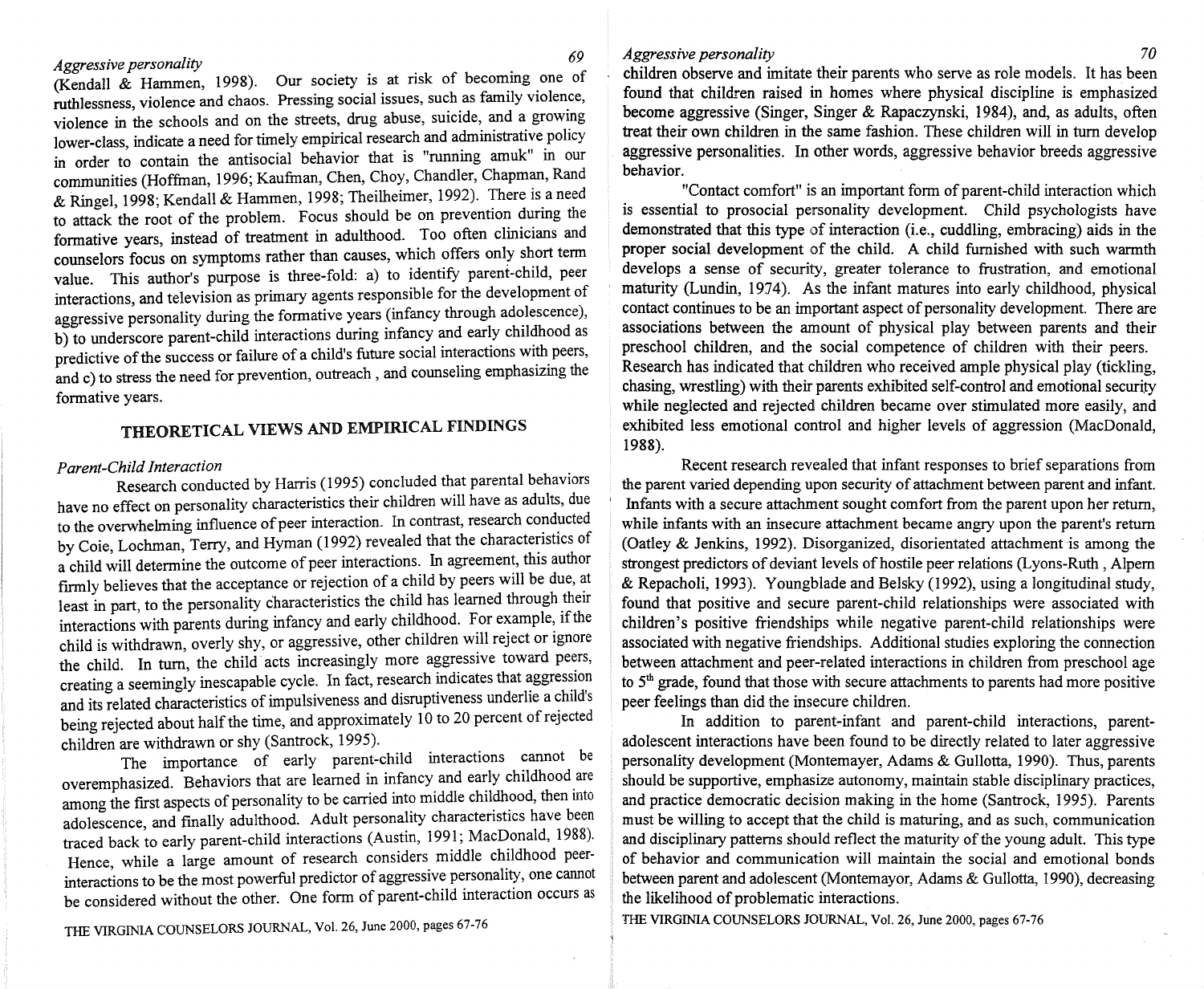(Kendall & Hammen, 1998). Our society is at risk of becoming one of ruthlessness, violence and chaos. Pressing social issues, such as family violence, violence in the schools and on the streets, drug abuse, suicide, and a growing lower-class, indicate a need for timely empirical research and administrative policy in order to contain the antisocial behavior that is "running amuk" in our communities (Hoffman, 1996; Kaufman, Chen, Choy, Chandler, Chapman, Rand & Ringel, 1998; Kendall & Hammen, 1998; Theilheimer, 1992). There is a need to attack the root of the problem. Focus should be on prevention during the formative years, instead of treatment in adulthood. Too often clinicians and counselors focus on symptoms rather than causes, which offers only short term value. This author's purpose is three-fold: a) to identify parent-child, peer interactions, and television as primary agents responsible for the development of aggressive personality during the formative years (infancy through adolescence), b) to underscore parent-child interactions during infancy and early childhood as predictive of the success or failure of a child's future social interactions with peers, and c) to stress the need for prevention, outreach , and counseling emphasizing the formative years.

## THEORETICAL VIEWS AND EMPIRICAL FINDINGS

### *Parent-Child Interaction*

Research conducted by Harris (1995) concluded that parental behaviors have no effect on personality characteristics their children will have as adults, due to the overwhelming influence of peer interaction. In contrast, research conducted by Coie, Lochman, Terry, and Hyman (1992) revealed that the characteristics of a child will determine the outcome of peer interactions. In agreement, this author firmly believes that the acceptance or rejection of a child by peers will be due, at least in part, to the personality characteristics the child has learned through their interactions with parents during infancy and early childhood. For example, if the child is withdrawn, overly shy, or aggressive, other children will reject or ignore the child. In turn, the child acts increasingly more aggressive toward peers, creating a seemingly inescapable cycle. In fact, research indicates that aggression and its related characteristics of impulsiveness and disruptiveness underlie a child's being rejected about half the time, and approximately 10 to 20 percent of rejected children are withdrawn or shy (Santrock, 1995).

The importance of early parent-child interactions cannot be overemphasized. Behaviors that are learned in infancy and early childhood are among the first aspects of personality to be carried into middle childhood, then into adolescence, and finally adulthood. Adult personality characteristics have been traced back to early parent-child interactions (Austin, 1991; MacDonald, 1988). Hence, while a large amount of research considers middle childhood peer-interactions to be the most powerful predictor of aggressive personality, one cannot be considered without the other. One form of parent-child interaction occurs as children observe and imitate their parents who serve as role models. It has been found that children raised in homes where physical discipline is emphasized become aggressive (Singer, Singer & Rapaczynski, 1984), and, as adults, often treat their own children in the same fashion. These children will in turn develop aggressive personalities. In other words, aggressive behavior breeds aggressive behavior.

"Contact comfort" is an important form of parent-child interaction which is essential to prosocial personality development. Child psychologists have demonstrated that this type of interaction (i.e., cuddling, embracing) aids in the proper social development of the child. A child furnished with such warmth develops a sense of security, greater tolerance to frustration, and emotional maturity (Lundin, 1974). As the infant matures into early childhood, physical contact continues to be an important aspect of personality development. There are associations between the amount of physical play between parents and their preschool children, and the social competence of children with their peers. Research has indicated that children who received ample physical play (tickling, chasing, wrestling) with their parents exhibited self-control and emotional security while neglected and rejected children became over stimulated more easily, and exhibited less emotional control and higher levels of aggression (MacDonald, 1988).

Recent research revealed that infant responses to brief separations from the parent varied depending upon security of attachment between parent and infant. Infants with a secure attachment sought comfort from the parent upon her return, while infants with an insecure attachment became angry upon the parent's return (Oatley & Jenkins, 1992). Disorganized, disorientated attachment is among the strongest predictors of deviant levels of hostile peer relations (Lyons-Ruth , Alpern & Repacholi, 1993). Youngblade and Belsky (1992), using a longitudinal study, found that positive and secure parent-child relationships were associated with children's positive friendships while negative parent-child relationships were associated with negative friendships. Additional studies exploring the connection between attachment and peer-related interactions in children from preschool age to 5th grade, found that those with secure attachments to parents had more positive peer feelings than did the insecure children.

In addition to parent-infant and parent-child interactions, parent-adolescent interactions have been found to be directly related to later aggressive personality development (Montemayer, Adams & Gullotta, 1990). Thus, parents should be supportive, emphasize autonomy, maintain stable disciplinary practices, and practice democratic decision making in the home (Santrock, 1995). Parents must be willing to accept that the child is maturing, and as such, communication and disciplinary patterns should reflect the maturity of the young adult. This type of behavior and communication will maintain the social and emotional bonds between parent and adolescent (Montemayor, Adams & Gullotta, 1990), decreasing the likelihood of problematic interactions.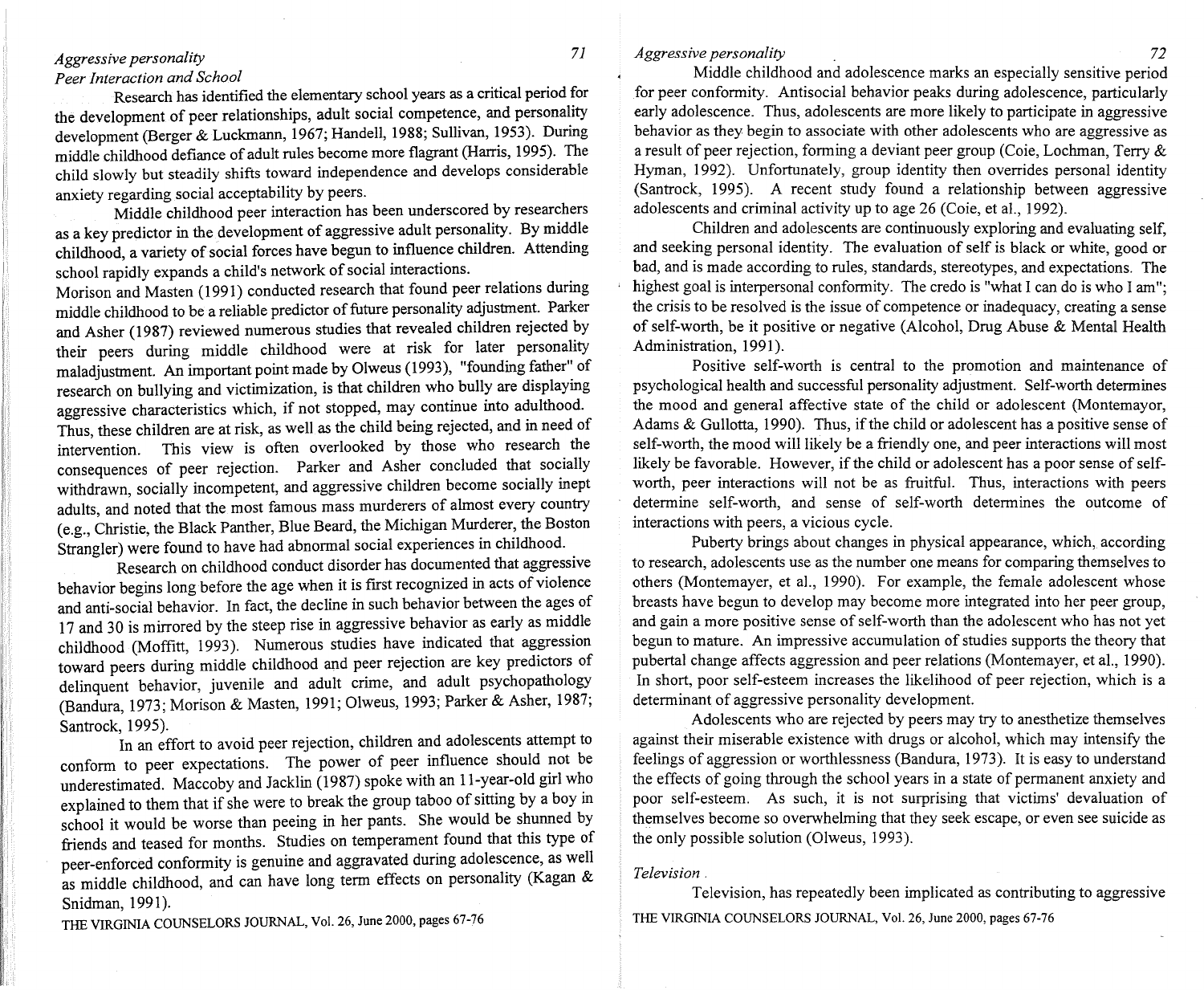### *Peer Interaction and School*

Research has identified the elementary school years as a critical period for the development of peer relationships, adult social competence, and personality development (Berger & Luckmann, 1967; Handell, 1988; Sullivan, 1953). During middle childhood defiance of adult rules become more flagrant (Harris, 1995). The child slowly but steadily shifts toward independence and develops considerable anxiety regarding social acceptability by peers.

Middle childhood peer interaction has been underscored by researchers as a key predictor in the development of aggressive adult personality. By middle childhood, a variety of social forces have begun to influence children. Attending school rapidly expands a child's network of social interactions.

Morison and Masten (1991) conducted research that found peer relations during middle childhood to be a reliable predictor of future personality adjustment. Parker and Asher (1987) reviewed numerous studies that revealed children rejected by their peers during middle childhood were at risk for later personality maladjustment. An important point made by Olweus (1993), "founding father" of research on bullying and victimization, is that children who bully are displaying aggressive characteristics which, if not stopped, may continue into adulthood. Thus, these children are at risk, as well as the child being rejected, and in need of intervention. This view is often overlooked by those who research the consequences of peer rejection. Parker and Asher concluded that socially withdrawn, socially incompetent, and aggressive children become socially inept adults, and noted that the most famous mass murderers of almost every country (e.g., Christie, the Black Panther, Blue Beard, the Michigan Murderer, the Boston Strangler) were found to have had abnormal social experiences in childhood.

Research on childhood conduct disorder has documented that aggressive behavior begins long before the age when it is first recognized in acts of violence and anti-social behavior. In fact, the decline in such behavior between the ages of 17 and 30 is mirrored by the steep rise in aggressive behavior as early as middle childhood (Moffitt, 1993). Numerous studies have indicated that aggression toward peers during middle childhood and peer rejection are key predictors of delinquent behavior, juvenile and adult crime, and adult psychopathology (Bandura, 1973; Morison & Masten, 1991; Olweus, 1993; Parker & Asher, 1987; Santrock, 1995).

In an effort to avoid peer rejection, children and adolescents attempt to conform to peer expectations. The power of peer influence should not be underestimated. Maccoby and Jacklin (1987) spoke with an 11-year-old girl who explained to them that if she were to break the group taboo of sitting by a boy in school it would be worse than peeing in her pants. She would be shunned by friends and teased for months. Studies on temperament found that this type of peer-enforced conformity is genuine and aggravated during adolescence, as well as middle childhood, and can have long term effects on personality (Kagan & Snidman, 1991).

Middle childhood and adolescence marks an especially sensitive period for peer conformity. Antisocial behavior peaks during adolescence, particularly early adolescence. Thus, adolescents are more likely to participate in aggressive behavior as they begin to associate with other adolescents who are aggressive as a result of peer rejection, forming a deviant peer group (Coie, Lochman, Terry & Hyman, 1992). Unfortunately, group identity then overrides personal identity (Santrock, 1995). A recent study found a relationship between aggressive adolescents and criminal activity up to age 26 (Coie, et al., 1992).

Children and adolescents are continuously exploring and evaluating self, and seeking personal identity. The evaluation of self is black or white, good or bad, and is made according to rules, standards, stereotypes, and expectations. The highest goal is interpersonal conformity. The credo is "what I can do is who I am"; the crisis to be resolved is the issue of competence or inadequacy, creating a sense of self-worth, be it positive or negative (Alcohol, Drug Abuse & Mental Health Administration, 1991).

Positive self-worth is central to the promotion and maintenance of psychological health and successful personality adjustment. Self-worth determines the mood and general affective state of the child or adolescent (Montemayor, Adams & Gullotta, 1990). Thus, if the child or adolescent has a positive sense of self-worth, the mood will likely be a friendly one, and peer interactions will most likely be favorable. However, if the child or adolescent has a poor sense of self-worth, peer interactions will not be as fruitful. Thus, interactions with peers determine self-worth, and sense of self-worth determines the outcome of interactions with peers, a vicious cycle.

Puberty brings about changes in physical appearance, which, according to research, adolescents use as the number one means for comparing themselves to others (Montemayer, et al., 1990). For example, the female adolescent whose breasts have begun to develop may become more integrated into her peer group, and gain a more positive sense of self-worth than the adolescent who has not yet begun to mature. An impressive accumulation of studies supports the theory that pubertal change affects aggression and peer relations (Montemayer, et al., 1990). In short, poor self-esteem increases the likelihood of peer rejection, which is a determinant of aggressive personality development.

Adolescents who are rejected by peers may try to anesthetize themselves against their miserable existence with drugs or alcohol, which may intensify the feelings of aggression or worthlessness (Bandura, 1973). It is easy to understand the effects of going through the school years in a state of permanent anxiety and poor self-esteem. As such, it is not surprising that victims' devaluation of themselves become so overwhelming that they seek escape, or even see suicide as the only possible solution (Olweus, 1993).

### *Television*

Television, has repeatedly been implicated as contributing to aggressive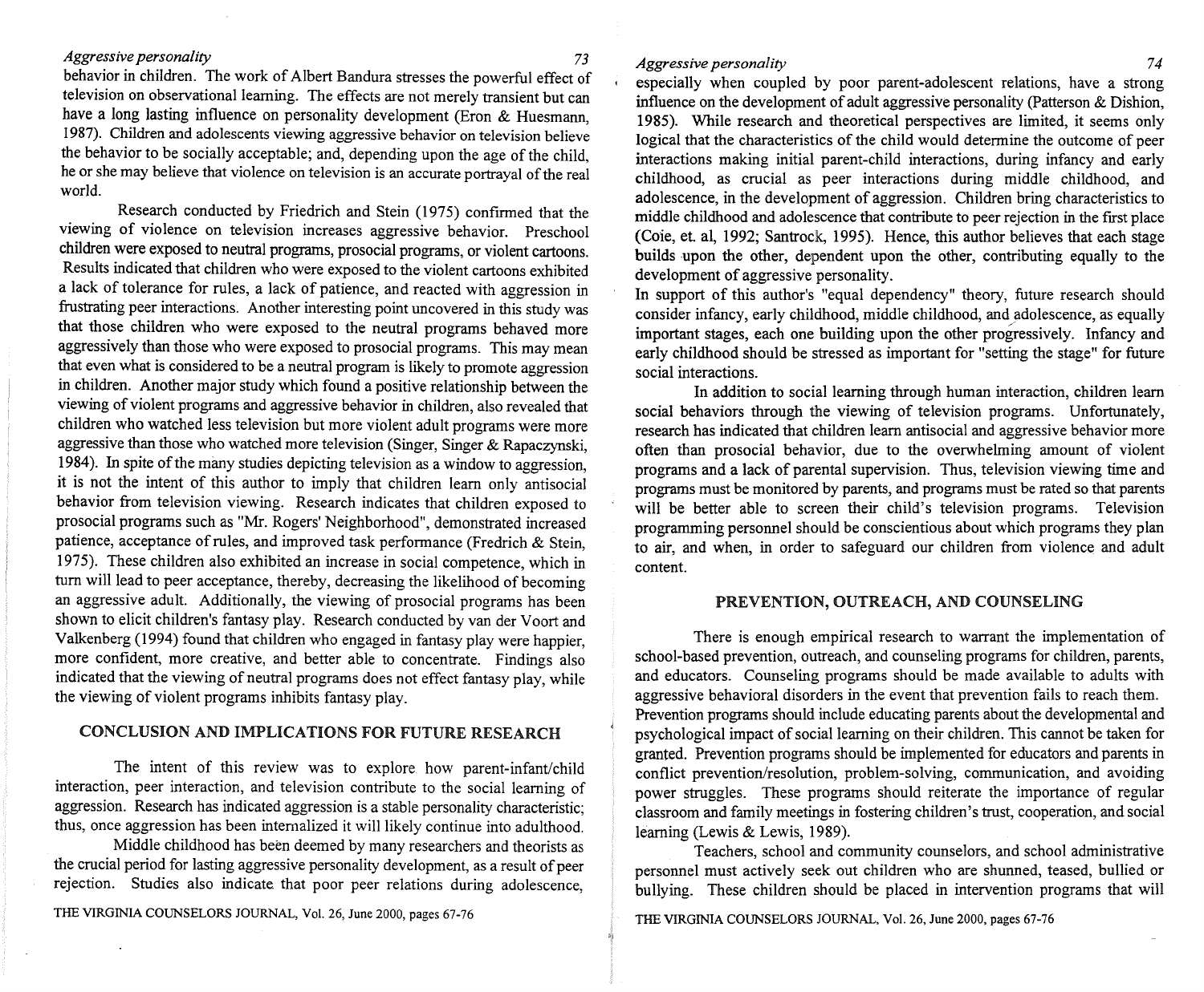behavior in children. The work of Albert Bandura stresses the powerful effect of television on observational learning. The effects are not merely transient but can have a long lasting influence on personality development (Eron & Huesmann, 1987). Children and adolescents viewing aggressive behavior on television believe the behavior to be socially acceptable; and, depending upon the age of the child, he or she may believe that violence on television is an accurate portrayal of the real world.

Research conducted by Friedrich and Stein (1975) confirmed that the viewing of violence on television increases aggressive behavior. Preschool children were exposed to neutral programs, prosocial programs, or violent cartoons. Results indicated that children who were exposed to the violent cartoons exhibited a lack of tolerance for rules, a lack of patience, and reacted with aggression in frustrating peer interactions. Another interesting point uncovered in this study was that those children who were exposed to the neutral programs behaved more aggressively than those who were exposed to prosocial programs. This may mean that even what is considered to be a neutral program is likely to promote aggression in children. Another major study which found a positive relationship between the viewing of violent programs and aggressive behavior in children, also revealed that children who watched less television but more violent adult programs were more aggressive than those who watched more television (Singer, Singer & Rapaczynski, 1984). In spite of the many studies depicting television as a window to aggression, it is not the intent of this author to imply that children learn only antisocial behavior from television viewing. Research indicates that children exposed to prosocial programs such as "Mr. Rogers' Neighborhood", demonstrated increased patience, acceptance of rules, and improved task performance (Fredrich & Stein, 1975). These children also exhibited an increase in social competence, which in turn will lead to peer acceptance, thereby, decreasing the likelihood of becoming an aggressive adult. Additionally, the viewing of prosocial programs has been shown to elicit children's fantasy play. Research conducted by van der Voort and Valkenberg (1994) found that children who engaged in fantasy play were happier, more confident, more creative, and better able to concentrate. Findings also indicated that the viewing of neutral programs does not effect fantasy play, while the viewing of violent programs inhibits fantasy play.

## CONCLUSION AND IMPLICATIONS FOR FUTURE RESEARCH

The intent of this review was to explore how parent-infant/child interaction, peer interaction, and television contribute to the social learning of aggression. Research has indicated aggression is a stable personality characteristic; thus, once aggression has been internalized it will likely continue into adulthood.

Middle childhood has been deemed by many researchers and theorists as the crucial period for lasting aggressive personality development, as a result of peer rejection. Studies also indicate that poor peer relations during adolescence, especially when coupled by poor parent-adolescent relations, have a strong influence on the development of adult aggressive personality (Patterson & Dishion, 1985). While research and theoretical perspectives are limited, it seems only logical that the characteristics of the child would determine the outcome of peer interactions making initial parent-child interactions, during infancy and early childhood, as crucial as peer interactions during middle childhood, and adolescence, in the development of aggression. Children bring characteristics to middle childhood and adolescence that contribute to peer rejection in the first place (Coie, et. al, 1992; Santrock, 1995). Hence, this author believes that each stage builds upon the other, dependent upon the other, contributing equally to the development of aggressive personality.

In support of this author's "equal dependency" theory, future research should consider infancy, early childhood, middle childhood, and adolescence, as equally important stages, each one building upon the other progressively. Infancy and early childhood should be stressed as important for "setting the stage" for future social interactions.

In addition to social learning through human interaction, children learn social behaviors through the viewing of television programs. Unfortunately, research has indicated that children learn antisocial and aggressive behavior more often than prosocial behavior, due to the overwhelming amount of violent programs and a lack of parental supervision. Thus, television viewing time and programs must be monitored by parents, and programs must be rated so that parents will be better able to screen their child's television programs. Television programming personnel should be conscientious about which programs they plan to air, and when, in order to safeguard our children from violence and adult content.

## PREVENTION, OUTREACH, AND COUNSELING

There is enough empirical research to warrant the implementation of school-based prevention, outreach, and counseling programs for children, parents, and educators. Counseling programs should be made available to adults with aggressive behavioral disorders in the event that prevention fails to reach them. Prevention programs should include educating parents about the developmental and psychological impact of social learning on their children. This cannot be taken for granted. Prevention programs should be implemented for educators and parents in conflict prevention/resolution, problem-solving, communication, and avoiding power struggles. These programs should reiterate the importance of regular classroom and family meetings in fostering children's trust, cooperation, and social learning (Lewis & Lewis, 1989).

Teachers, school and community counselors, and school administrative personnel must actively seek out children who are shunned, teased, bullied or bullying. These children should be placed in intervention programs that will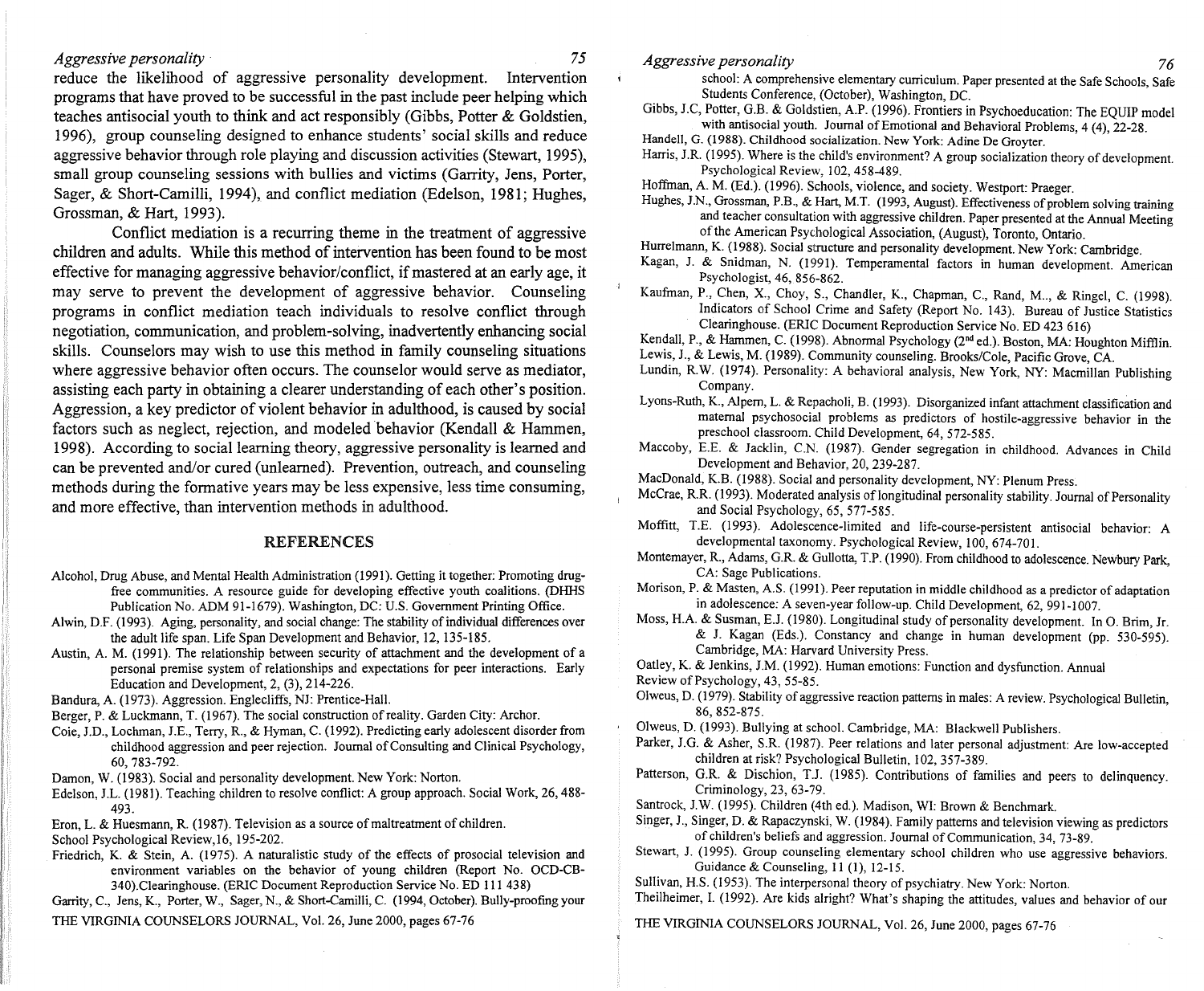reduce the likelihood of aggressive personality development. Intervention programs that have proved to be successful in the past include peer helping which teaches antisocial youth to think and act responsibly (Gibbs, Potter & Goldstien, 1996), group counseling designed to enhance students' social skills and reduce aggressive behavior through role playing and discussion activities (Stewart, 1995), small group counseling sessions with bullies and victims (Garrity, Jens, Porter, Sager, & Short-Camilli, 1994), and conflict mediation (Edelson, 1981; Hughes, Grossman, & Hart, 1993).

Conflict mediation is a recurring theme in the treatment of aggressive children and adults. While this method of intervention has been found to be most effective for managing aggressive behavior/conflict, if mastered at an early age, it may serve to prevent the development of aggressive behavior. Counseling programs in conflict mediation teach individuals to resolve conflict through negotiation, communication, and problem-solving, inadvertently enhancing social skills. Counselors may wish to use this method in family counseling situations where aggressive behavior often occurs. The counselor would serve as mediator, assisting each party in obtaining a clearer understanding of each other's position. Aggression, a key predictor of violent behavior in adulthood, is caused by social factors such as neglect, rejection, and modeled behavior (Kendall & Hammen, 1998). According to social learning theory, aggressive personality is learned and can be prevented and/or cured (unlearned). Prevention, outreach, and counseling methods during the formative years may be less expensive, less time consuming, and more effective, than intervention methods in adulthood.

## REFERENCES

Alcohol, Drug Abuse, and Mental Health Administration (1991). Getting it together: Promoting drug-free communities. A resource guide for developing effective youth coalitions. (DHHS Publication No. ADM 91-1679). Washington, DC: U.S. Government Printing Office.

Alwin, D.F. (1993). Aging, personality, and social change: The stability of individual differences over the adult life span. Life Span Development and Behavior, 12, 135-185.

Austin, A. M. (1991). The relationship between security of attachment and the development of a personal premise system of relationships and expectations for peer interactions. Early Education and Development, 2, (3), 214-226.

Bandura, A. (1973). Aggression. Englecliffs, NJ: Prentice-Hall.

Berger, P. & Luckmann, T. (1967). The social construction of reality. Garden City: Archor.

Coie, J.D., Lochman, J.E., Terry, R., & Hyman, C. (1992). Predicting early adolescent disorder from childhood aggression and peer rejection. Journal of Consulting and Clinical Psychology, 60, 783-792.

Damon, W. (1983). Social and personality development. New York: Norton.

Edelson, J.L. (1981). Teaching children to resolve conflict: A group approach. Social Work, 26, 488-493.

Eron, L. & Huesmann, R. (1987). Television as a source of maltreatment of children. School Psychological Review, 16, 195-202.

Friedrich, K. & Stein, A. (1975). A naturalistic study of the effects of prosocial television and environment variables on the behavior of young children (Report No. OCD-CB-340). Clearinghouse. (ERIC Document Reproduction Service No. ED 111 438)

Garrity, C., Jens, K., Porter, W., Sager, N., & Short-Camilli, C. (1994, October). Bully-proofing your school: A comprehensive elementary curriculum. Paper presented at the Safe Schools, Safe Students Conference, (October), Washington, DC.

Gibbs, J.C, Potter, G.B. & Goldstien, A.P. (1996). Frontiers in Psychoeducation: The EQUIP model with antisocial youth. Journal of Emotional and Behavioral Problems, 4 (4), 22-28.

Handell, G. (1988). Childhood socialization. New York: Adine De Groyter.

Harris, J.R. (1995). Where is the child's environment? A group socialization theory of development. Psychological Review, 102, 458-489.

Hoffman, A. M. (Ed.). (1996). Schools, violence, and society. Westport: Praeger.

Hughes, J.N., Grossman, P.B., & Hart, M.T. (1993, August). Effectiveness of problem solving training and teacher consultation with aggressive children. Paper presented at the Annual Meeting of the American Psychological Association, (August), Toronto, Ontario.

Hurrelmann, K. (1988). Social structure and personality development. New York: Cambridge.

Kagan, J. & Snidman, N. (1991). Temperamental factors in human development. American Psychologist, 46, 856-862.

Kaufman, P., Chen, X., Choy, S., Chandler, K., Chapman, C., Rand, M.., & Ringel, C. (1998). Indicators of School Crime and Safety (Report No. 143). Bureau of Justice Statistics Clearinghouse. (ERIC Document Reproduction Service No. ED 423 616)

Kendall, P., & Hammen, C. (1998). Abnormal Psychology (2nd ed.). Boston, MA: Houghton Mifflin.

Lewis, J., & Lewis, M. (1989). Community counseling. Brooks/Cole, Pacific Grove, CA.

Lundin, R.W. (1974). Personality: A behavioral analysis, New York, NY: Macmillan Publishing Company.

Lyons-Ruth, K., Alpern, L. & Repacholi, B. (1993). Disorganized infant attachment classification and maternal psychosocial problems as predictors of hostile-aggressive behavior in the preschool classroom. Child Development, 64, 572-585.

Maccoby, E.E. & Jacklin, C.N. (1987). Gender segregation in childhood. Advances in Child Development and Behavior, 20, 239-287.

MacDonald, K.B. (1988). Social and personality development, NY: Plenum Press.

McCrae, R.R. (1993). Moderated analysis of longitudinal personality stability. Journal of Personality and Social Psychology, 65, 577-585.

Moffitt, T.E. (1993). Adolescence-limited and life-course-persistent antisocial behavior: A developmental taxonomy. Psychological Review, 100, 674-701.

Montemayer, R., Adams, G.R. & Gullotta, T.P. (1990). From childhood to adolescence. Newbury Park, CA: Sage Publications.

Morison, P. & Masten, A.S. (1991). Peer reputation in middle childhood as a predictor of adaptation in adolescence: A seven-year follow-up. Child Development, 62, 991-1007.

Moss, H.A. & Susman, E.J. (1980). Longitudinal study of personality development. In O. Brim, Jr. & J. Kagan (Eds.). Constancy and change in human development (pp. 530-595). Cambridge, MA: Harvard University Press.

Oatley, K. & Jenkins, J.M. (1992). Human emotions: Function and dysfunction. Annual Review of Psychology, 43, 55-85.

Olweus, D. (1979). Stability of aggressive reaction patterns in males: A review. Psychological Bulletin, 86, 852-875.

Olweus, D. (1993). Bullying at school. Cambridge, MA: Blackwell Publishers.

Parker, J.G. & Asher, S.R. (1987). Peer relations and later personal adjustment: Are low-accepted children at risk? Psychological Bulletin, 102, 357-389.

Patterson, G.R. & Dischion, T.J. (1985). Contributions of families and peers to delinquency. Criminology, 23, 63-79.

Santrock, J.W. (1995). Children (4th ed.). Madison, WI: Brown & Benchmark.

Singer, J., Singer, D. & Rapaczynski, W. (1984). Family patterns and television viewing as predictors of children's beliefs and aggression. Journal of Communication, 34, 73-89.

Stewart, J. (1995). Group counseling elementary school children who use aggressive behaviors. Guidance & Counseling, 11 (1), 12-15.

Sullivan, H.S. (1953). The interpersonal theory of psychiatry. New York: Norton.

Theilheimer, I. (1992). Are kids alright? What's shaping the attitudes, values and behavior of our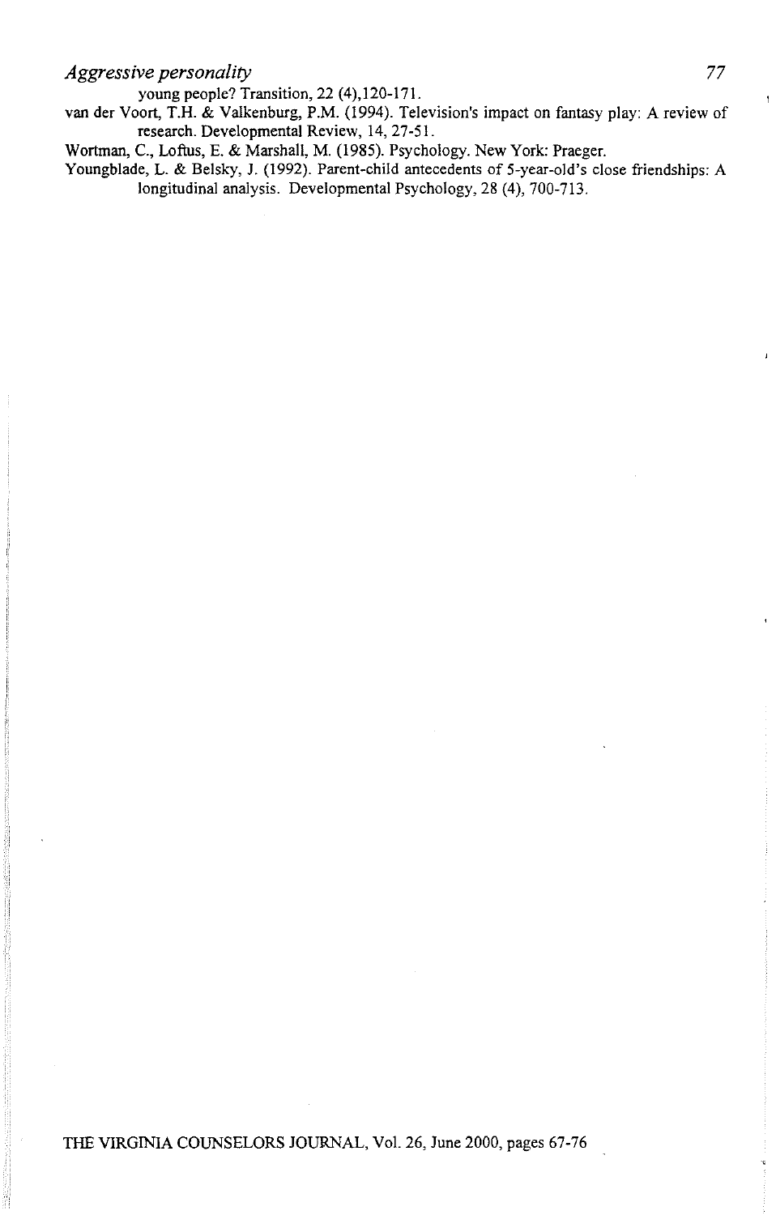young people? Transition, 22 (4),120-171.

van der Voort, T.H. & Valkenburg, P.M. (1994). Television's impact on fantasy play: A review of research. Developmental Review, 14, 27-51.

Wortman, C., Loftus, E. & Marshall, M. (1985). Psychology. New York: Praeger.

Youngblade, L. & Belsky, J. (1992). Parent-child antecedents of 5-year-old's close friendships: A longitudinal analysis. Developmental Psychology, 28 (4), 700-713.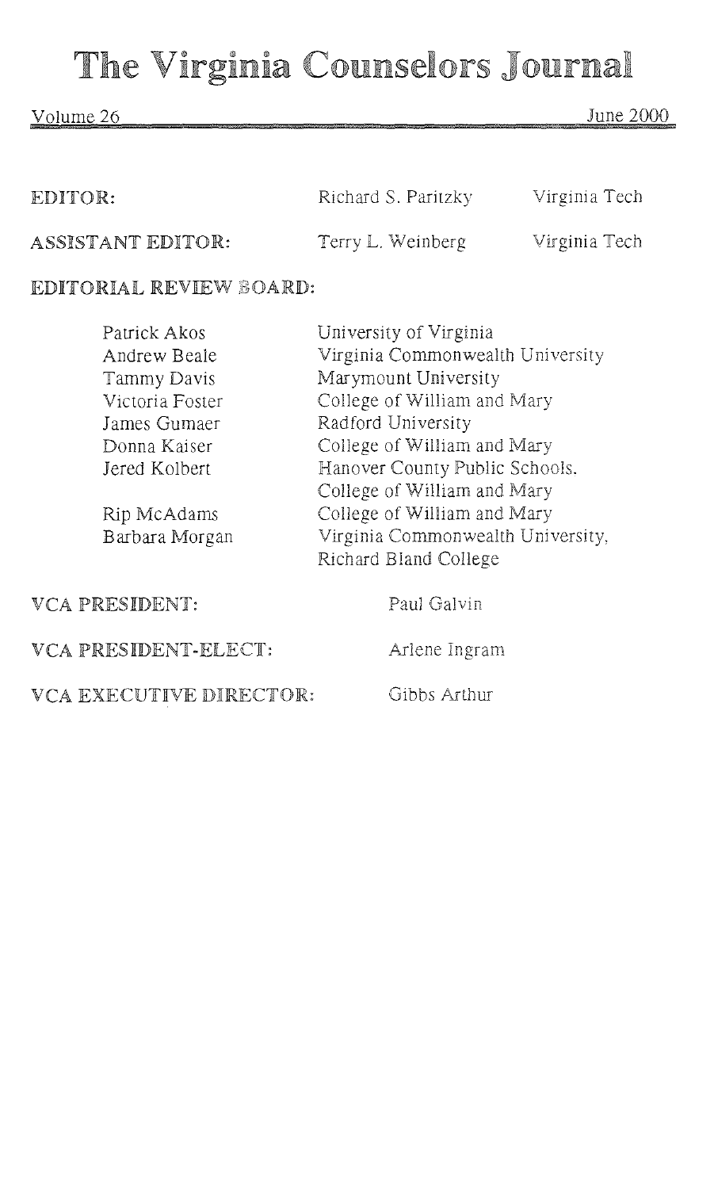# The Virginia Counselors Journal

Volume 26 — June 2000

| | | |
|---|---|---|
| **EDITOR:** | Richard S. Paritzky | Virginia Tech |
| **ASSISTANT EDITOR:** | Terry L. Weinberg | Virginia Tech |

**EDITORIAL REVIEW BOARD:**

| | |
|---|---|
| Patrick Akos | University of Virginia |
| Andrew Beale | Virginia Commonwealth University |
| Tammy Davis | Marymount University |
| Victoria Foster | College of William and Mary |
| James Gumaer | Radford University |
| Donna Kaiser | College of William and Mary |
| Jered Kolbert | Hanover County Public Schools. College of William and Mary |
| Rip McAdams | College of William and Mary |
| Barbara Morgan | Virginia Commonwealth University, Richard Bland College |

**VCA PRESIDENT:** Paul Galvin

**VCA PRESIDENT-ELECT:** Arlene Ingram

**VCA EXECUTIVE DIRECTOR:** Gibbs Arthur